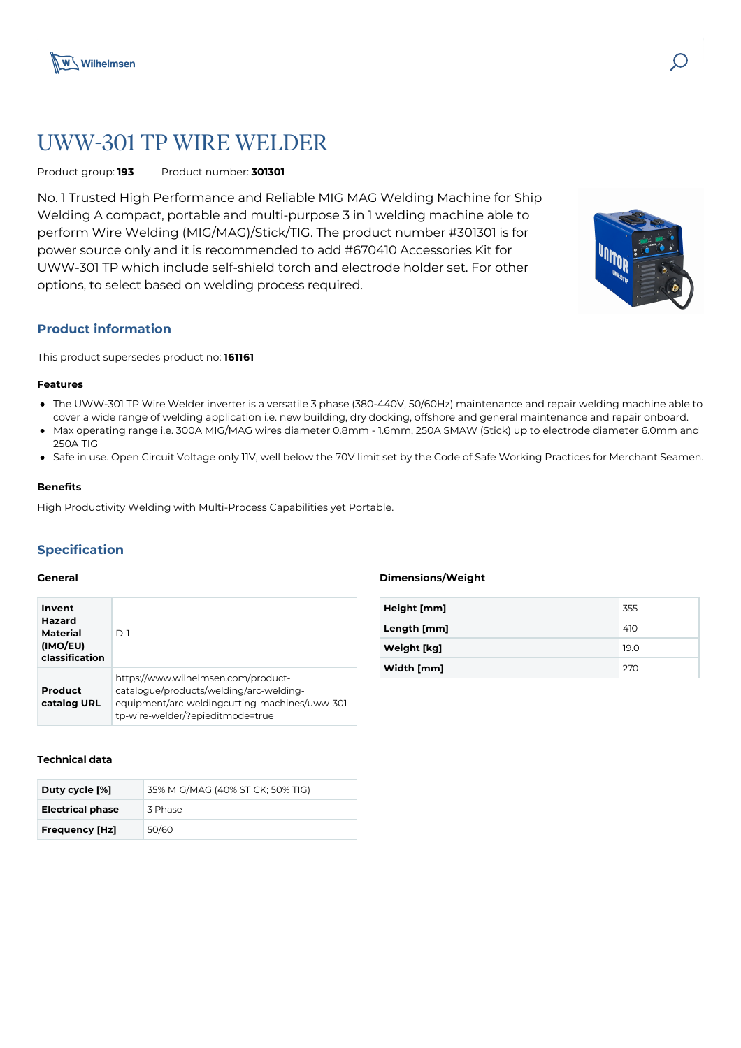# UWW-301 TP WIRE WELDER

Product group: **193** Product number: **301301**

No. 1 Trusted High Performance and Reliable MIG MAG Welding Machine for Ship Welding A compact, portable and multi-purpose 3 in 1 welding machine able to perform Wire Welding (MIG/MAG)/Stick/TIG. The product number #301301 is for power source only and it is recommended to add #670410 Accessories Kit for UWW-301 TP which include self-shield torch and electrode holder set. For other options, to select based on welding process required.

## Product information

This product supersedes product no: **161161**

### Features

- The UWW-301 TP Wire Welder inverter is a versatile 3 phase (380-440V, 50/60Hz) maintenance and repair welding machine able to cover a wide range of welding application i.e. new building, dry docking, offshore and general maintenance and repair onboard.
- Max operating range i.e. 300A MIG/MAG wires diameter 0.8mm - 1.6mm, 250A SMAW (Stick) up to electrode diameter 6.0mm and 250A TIG
- Safe in use. Open Circuit Voltage only 11V, well below the 70V limit set by the Code of Safe Working Practices for Merchant Seamen.

### Benefits

High Productivity Welding with Multi-Process Capabilities yet Portable.

## Specification

### General

| | |
|---|---|
| **Invent Hazard Material (IMO/EU) classification** | D-1 |
| **Product catalog URL** | https://www.wilhelmsen.com/product-catalogue/products/welding/arc-welding-equipment/arc-weldingcutting-machines/uww-301-tp-wire-welder/?epieditmode=true |

### Dimensions/Weight

| | |
|---|---|
| **Height [mm]** | 355 |
| **Length [mm]** | 410 |
| **Weight [kg]** | 19.0 |
| **Width [mm]** | 270 |

### Technical data

| | |
|---|---|
| **Duty cycle [%]** | 35% MIG/MAG (40% STICK; 50% TIG) |
| **Electrical phase** | 3 Phase |
| **Frequency [Hz]** | 50/60 |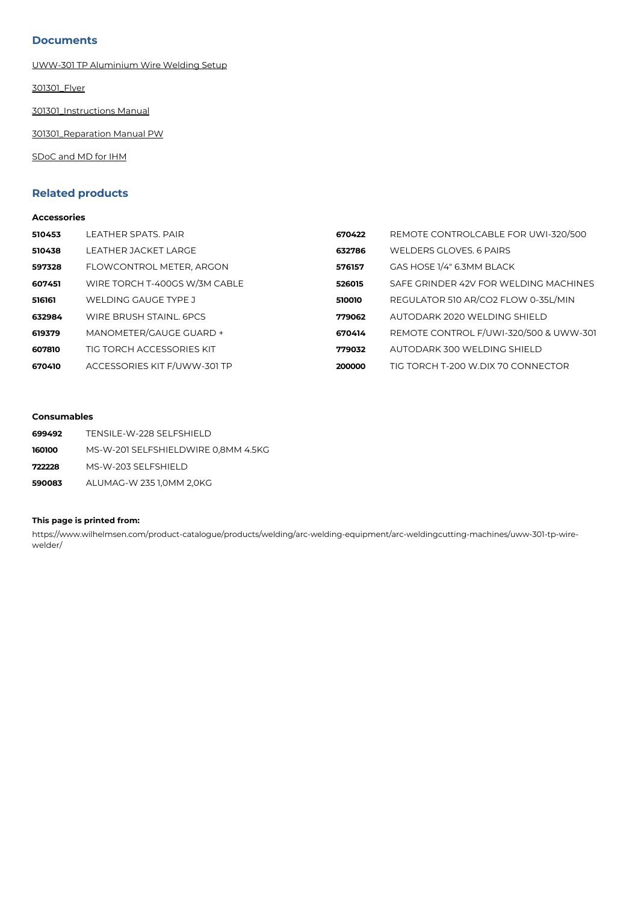## Documents

UWW-301 TP Aluminium Wire Welding Setup

301301_Flyer

301301_Instructions Manual

301301_Reparation Manual PW

SDoC and MD for IHM

## Related products

### Accessories

| | | | |
|---|---|---|---|
| **510453** | LEATHER SPATS. PAIR | **670422** | REMOTE CONTROLCABLE FOR UWI-320/500 |
| **510438** | LEATHER JACKET LARGE | **632786** | WELDERS GLOVES. 6 PAIRS |
| **597328** | FLOWCONTROL METER, ARGON | **576157** | GAS HOSE 1/4" 6.3MM BLACK |
| **607451** | WIRE TORCH T-400GS W/3M CABLE | **526015** | SAFE GRINDER 42V FOR WELDING MACHINES |
| **516161** | WELDING GAUGE TYPE J | **510010** | REGULATOR 510 AR/CO2 FLOW 0-35L/MIN |
| **632984** | WIRE BRUSH STAINL. 6PCS | **779062** | AUTODARK 2020 WELDING SHIELD |
| **619379** | MANOMETER/GAUGE GUARD + | **670414** | REMOTE CONTROL F/UWI-320/500 & UWW-301 |
| **607810** | TIG TORCH ACCESSORIES KIT | **779032** | AUTODARK 300 WELDING SHIELD |
| **670410** | ACCESSORIES KIT F/UWW-301 TP | **200000** | TIG TORCH T-200 W.DIX 70 CONNECTOR |

### Consumables

| | |
|---|---|
| **699492** | TENSILE-W-228 SELFSHIELD |
| **160100** | MS-W-201 SELFSHIELDWIRE 0,8MM 4.5KG |
| **722228** | MS-W-203 SELFSHIELD |
| **590083** | ALUMAG-W 235 1,0MM 2,0KG |

**This page is printed from:**

https://www.wilhelmsen.com/product-catalogue/products/welding/arc-welding-equipment/arc-weldingcutting-machines/uww-301-tp-wire-welder/